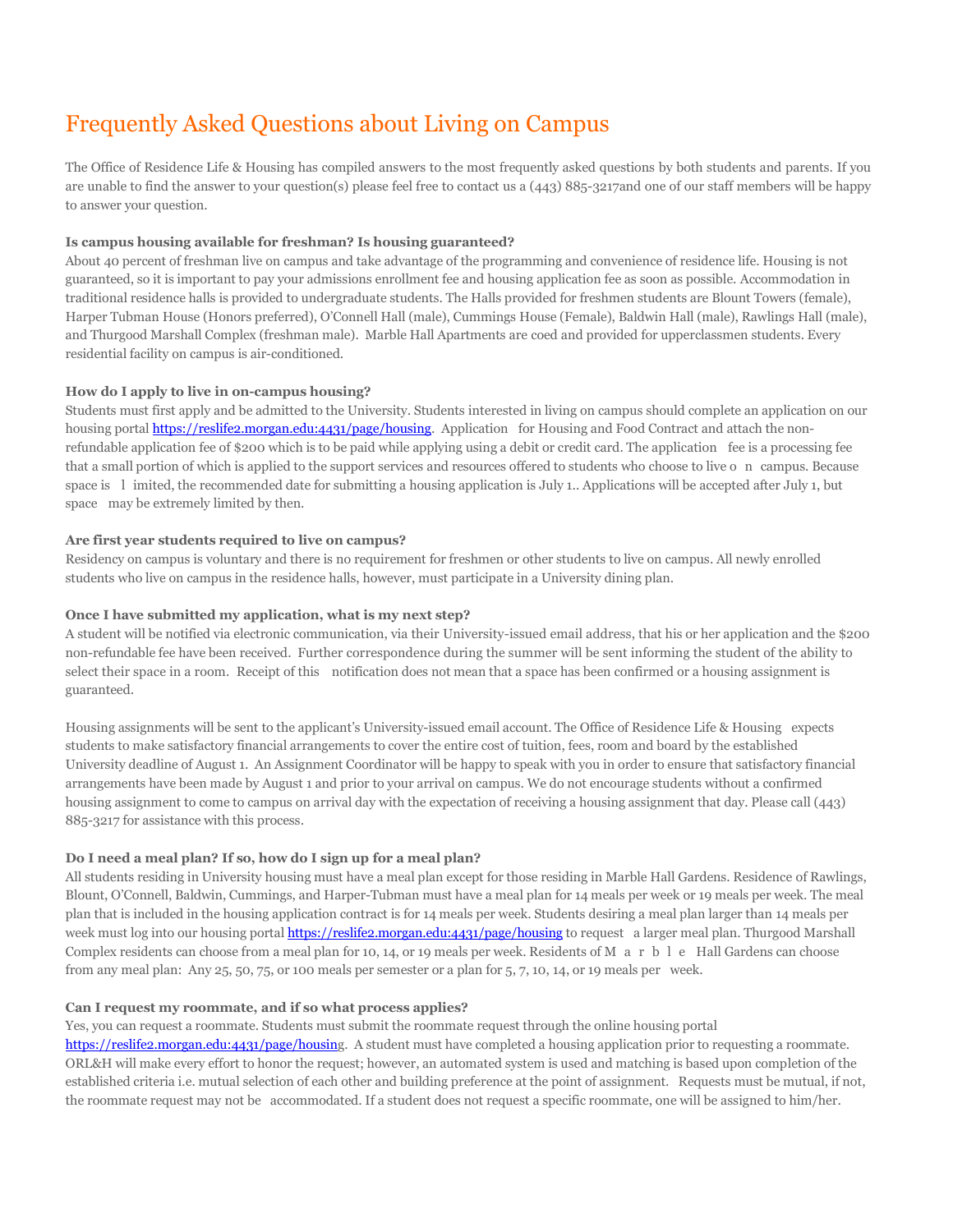# Frequently Asked Questions about Living on Campus

The Office of Residence Life & Housing has compiled answers to the most frequently asked questions by both students and parents. If you are unable to find the answer to your question(s) please feel free to contact us a (443) 885-3217and one of our staff members will be happy to answer your question.

**Is campus housing available for freshman? Is housing guaranteed?**

About 40 percent of freshman live on campus and take advantage of the programming and convenience of residence life. Housing is not guaranteed, so it is important to pay your admissions enrollment fee and housing application fee as soon as possible. Accommodation in traditional residence halls is provided to undergraduate students. The Halls provided for freshmen students are Blount Towers (female), Harper Tubman House (Honors preferred), O'Connell Hall (male), Cummings House (Female), Baldwin Hall (male), Rawlings Hall (male), and Thurgood Marshall Complex (freshman male). Marble Hall Apartments are coed and provided for upperclassmen students. Every residential facility on campus is air-conditioned.

**How do I apply to live in on-campus housing?**

Students must first apply and be admitted to the University. Students interested in living on campus should complete an application on our housing portal https://reslife2.morgan.edu:4431/page/housing. Application for Housing and Food Contract and attach the non-refundable application fee of $200 which is to be paid while applying using a debit or credit card. The application fee is a processing fee that a small portion of which is applied to the support services and resources offered to students who choose to live on campus. Because space is limited, the recommended date for submitting a housing application is July 1.. Applications will be accepted after July 1, but space may be extremely limited by then.

**Are first year students required to live on campus?**

Residency on campus is voluntary and there is no requirement for freshmen or other students to live on campus. All newly enrolled students who live on campus in the residence halls, however, must participate in a University dining plan.

**Once I have submitted my application, what is my next step?**

A student will be notified via electronic communication, via their University-issued email address, that his or her application and the $200 non-refundable fee have been received. Further correspondence during the summer will be sent informing the student of the ability to select their space in a room. Receipt of this notification does not mean that a space has been confirmed or a housing assignment is guaranteed.

Housing assignments will be sent to the applicant's University-issued email account. The Office of Residence Life & Housing expects students to make satisfactory financial arrangements to cover the entire cost of tuition, fees, room and board by the established University deadline of August 1. An Assignment Coordinator will be happy to speak with you in order to ensure that satisfactory financial arrangements have been made by August 1 and prior to your arrival on campus. We do not encourage students without a confirmed housing assignment to come to campus on arrival day with the expectation of receiving a housing assignment that day. Please call (443) 885-3217 for assistance with this process.

**Do I need a meal plan? If so, how do I sign up for a meal plan?**

All students residing in University housing must have a meal plan except for those residing in Marble Hall Gardens. Residence of Rawlings, Blount, O'Connell, Baldwin, Cummings, and Harper-Tubman must have a meal plan for 14 meals per week or 19 meals per week. The meal plan that is included in the housing application contract is for 14 meals per week. Students desiring a meal plan larger than 14 meals per week must log into our housing portal https://reslife2.morgan.edu:4431/page/housing to request a larger meal plan. Thurgood Marshall Complex residents can choose from a meal plan for 10, 14, or 19 meals per week. Residents of Marble Hall Gardens can choose from any meal plan: Any 25, 50, 75, or 100 meals per semester or a plan for 5, 7, 10, 14, or 19 meals per week.

**Can I request my roommate, and if so what process applies?**

Yes, you can request a roommate. Students must submit the roommate request through the online housing portal https://reslife2.morgan.edu:4431/page/housing. A student must have completed a housing application prior to requesting a roommate. ORL&H will make every effort to honor the request; however, an automated system is used and matching is based upon completion of the established criteria i.e. mutual selection of each other and building preference at the point of assignment. Requests must be mutual, if not, the roommate request may not be accommodated. If a student does not request a specific roommate, one will be assigned to him/her.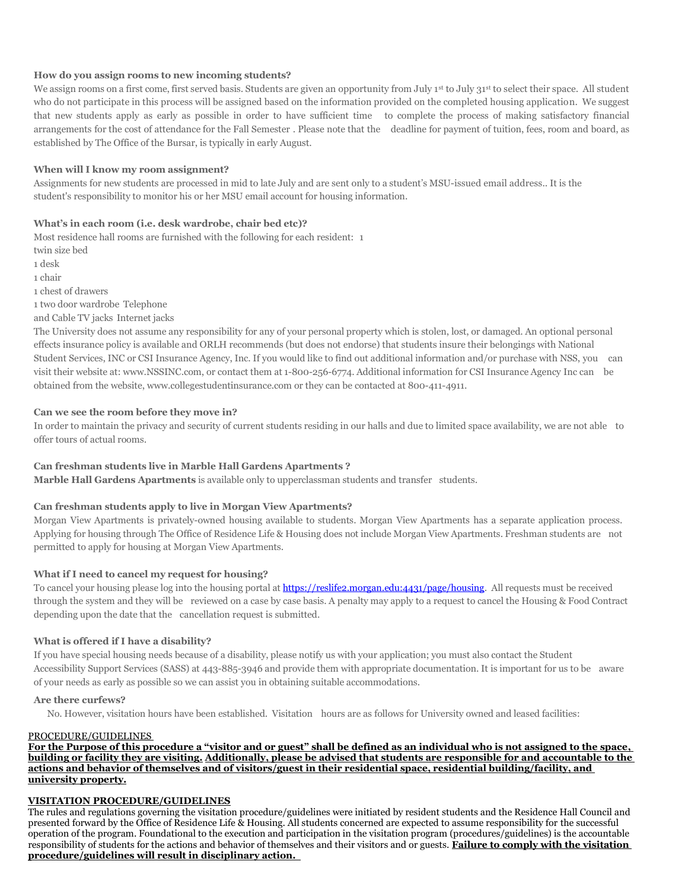**How do you assign rooms to new incoming students?**

We assign rooms on a first come, first served basis. Students are given an opportunity from July 1st to July 31st to select their space. All student who do not participate in this process will be assigned based on the information provided on the completed housing application. We suggest that new students apply as early as possible in order to have sufficient time to complete the process of making satisfactory financial arrangements for the cost of attendance for the Fall Semester . Please note that the deadline for payment of tuition, fees, room and board, as established by The Office of the Bursar, is typically in early August.

**When will I know my room assignment?**

Assignments for new students are processed in mid to late July and are sent only to a student's MSU-issued email address.. It is the student's responsibility to monitor his or her MSU email account for housing information.

**What's in each room (i.e. desk wardrobe, chair bed etc)?**

Most residence hall rooms are furnished with the following for each resident: 1 twin size bed
1 desk
1 chair
1 chest of drawers
1 two door wardrobe Telephone
and Cable TV jacks Internet jacks

The University does not assume any responsibility for any of your personal property which is stolen, lost, or damaged. An optional personal effects insurance policy is available and ORLH recommends (but does not endorse) that students insure their belongings with National Student Services, INC or CSI Insurance Agency, Inc. If you would like to find out additional information and/or purchase with NSS, you can visit their website at: www.NSSINC.com, or contact them at 1-800-256-6774. Additional information for CSI Insurance Agency Inc can be obtained from the website, www.collegestudentinsurance.com or they can be contacted at 800-411-4911.

**Can we see the room before they move in?**

In order to maintain the privacy and security of current students residing in our halls and due to limited space availability, we are not able to offer tours of actual rooms.

**Can freshman students live in Marble Hall Gardens Apartments ?**

**Marble Hall Gardens Apartments** is available only to upperclassman students and transfer students.

**Can freshman students apply to live in Morgan View Apartments?**

Morgan View Apartments is privately-owned housing available to students. Morgan View Apartments has a separate application process. Applying for housing through The Office of Residence Life & Housing does not include Morgan View Apartments. Freshman students are not permitted to apply for housing at Morgan View Apartments.

**What if I need to cancel my request for housing?**

To cancel your housing please log into the housing portal at [https://reslife2.morgan.edu:4431/page/housing](https://reslife2.morgan.edu:4431/page/housing). All requests must be received through the system and they will be reviewed on a case by case basis. A penalty may apply to a request to cancel the Housing & Food Contract depending upon the date that the cancellation request is submitted.

**What is offered if I have a disability?**

If you have special housing needs because of a disability, please notify us with your application; you must also contact the Student Accessibility Support Services (SASS) at 443-885-3946 and provide them with appropriate documentation. It is important for us to be aware of your needs as early as possible so we can assist you in obtaining suitable accommodations.

**Are there curfews?**

No. However, visitation hours have been established. Visitation hours are as follows for University owned and leased facilities:

PROCEDURE/GUIDELINES

**For the Purpose of this procedure a "visitor and or guest" shall be defined as an individual who is not assigned to the space, building or facility they are visiting. Additionally, please be advised that students are responsible for and accountable to the actions and behavior of themselves and of visitors/guest in their residential space, residential building/facility, and university property.**

**VISITATION PROCEDURE/GUIDELINES**

The rules and regulations governing the visitation procedure/guidelines were initiated by resident students and the Residence Hall Council and presented forward by the Office of Residence Life & Housing. All students concerned are expected to assume responsibility for the successful operation of the program. Foundational to the execution and participation in the visitation program (procedures/guidelines) is the accountable responsibility of students for the actions and behavior of themselves and their visitors and or guests. **Failure to comply with the visitation procedure/guidelines will result in disciplinary action.**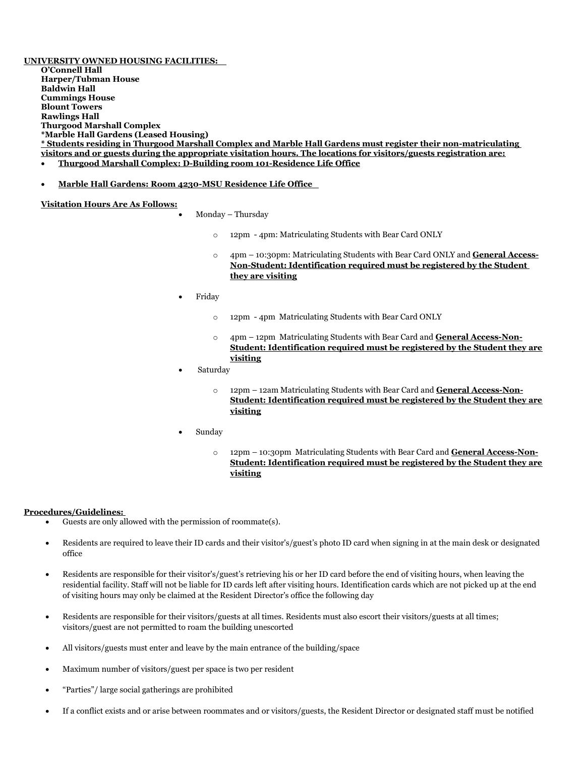**UNIVERSITY OWNED HOUSING FACILITIES:**

**O'Connell Hall**
**Harper/Tubman House**
**Baldwin Hall**
**Cummings House**
**Blount Towers**
**Rawlings Hall**
**Thurgood Marshall Complex**
**\*Marble Hall Gardens (Leased Housing)**

**\* Students residing in Thurgood Marshall Complex and Marble Hall Gardens must register their non-matriculating visitors and or guests during the appropriate visitation hours. The locations for visitors/guests registration are:**

- **Thurgood Marshall Complex: D-Building room 101-Residence Life Office**
- **Marble Hall Gardens: Room 4230-MSU Residence Life Office**

**Visitation Hours Are As Follows:**

- Monday – Thursday
  - 12pm - 4pm: Matriculating Students with Bear Card ONLY
  - 4pm – 10:30pm: Matriculating Students with Bear Card ONLY and **General Access-Non-Student: Identification required must be registered by the Student they are visiting**
- Friday
  - 12pm - 4pm Matriculating Students with Bear Card ONLY
  - 4pm – 12pm Matriculating Students with Bear Card and **General Access-Non-Student: Identification required must be registered by the Student they are visiting**
- Saturday
  - 12pm – 12am Matriculating Students with Bear Card and **General Access-Non-Student: Identification required must be registered by the Student they are visiting**
- Sunday
  - 12pm – 10:30pm Matriculating Students with Bear Card and **General Access-Non-Student: Identification required must be registered by the Student they are visiting**

**Procedures/Guidelines:**

- Guests are only allowed with the permission of roommate(s).
- Residents are required to leave their ID cards and their visitor's/guest's photo ID card when signing in at the main desk or designated office
- Residents are responsible for their visitor's/guest's retrieving his or her ID card before the end of visiting hours, when leaving the residential facility. Staff will not be liable for ID cards left after visiting hours. Identification cards which are not picked up at the end of visiting hours may only be claimed at the Resident Director's office the following day
- Residents are responsible for their visitors/guests at all times. Residents must also escort their visitors/guests at all times; visitors/guest are not permitted to roam the building unescorted
- All visitors/guests must enter and leave by the main entrance of the building/space
- Maximum number of visitors/guest per space is two per resident
- "Parties"/ large social gatherings are prohibited
- If a conflict exists and or arise between roommates and or visitors/guests, the Resident Director or designated staff must be notified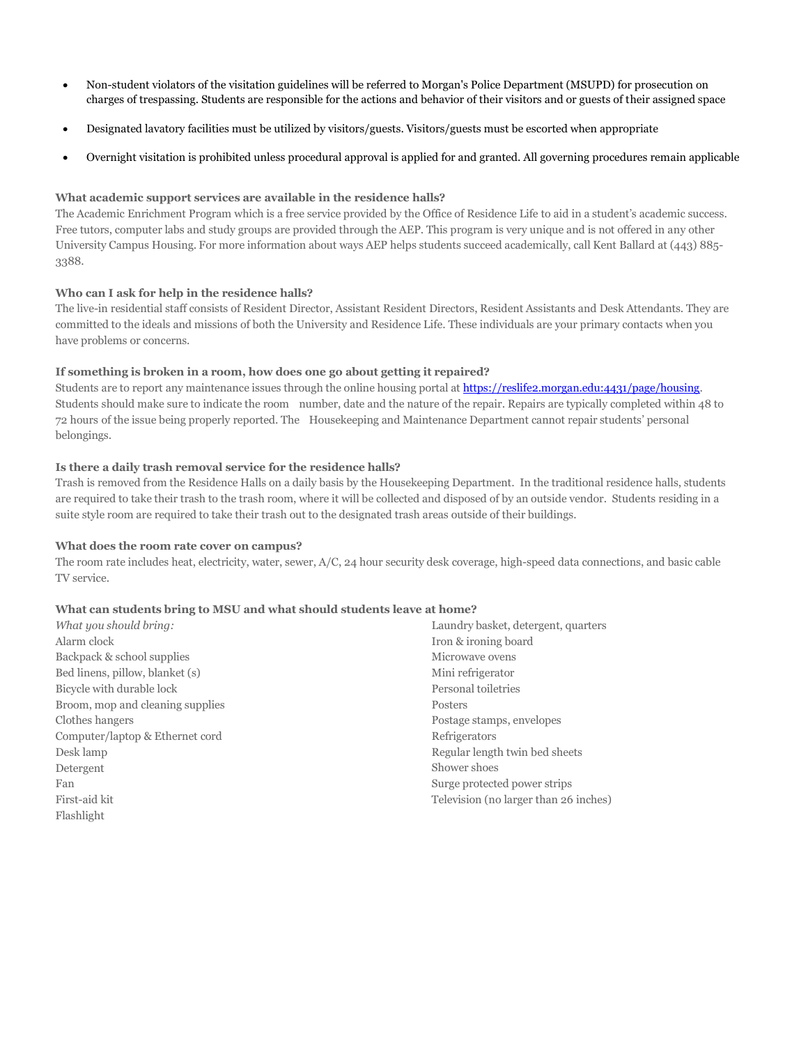- Non-student violators of the visitation guidelines will be referred to Morgan's Police Department (MSUPD) for prosecution on charges of trespassing. Students are responsible for the actions and behavior of their visitors and or guests of their assigned space
- Designated lavatory facilities must be utilized by visitors/guests. Visitors/guests must be escorted when appropriate
- Overnight visitation is prohibited unless procedural approval is applied for and granted. All governing procedures remain applicable

**What academic support services are available in the residence halls?**

The Academic Enrichment Program which is a free service provided by the Office of Residence Life to aid in a student's academic success. Free tutors, computer labs and study groups are provided through the AEP. This program is very unique and is not offered in any other University Campus Housing. For more information about ways AEP helps students succeed academically, call Kent Ballard at (443) 885-3388.

**Who can I ask for help in the residence halls?**

The live-in residential staff consists of Resident Director, Assistant Resident Directors, Resident Assistants and Desk Attendants. They are committed to the ideals and missions of both the University and Residence Life. These individuals are your primary contacts when you have problems or concerns.

**If something is broken in a room, how does one go about getting it repaired?**

Students are to report any maintenance issues through the online housing portal at [https://reslife2.morgan.edu:4431/page/housing](https://reslife2.morgan.edu:4431/page/housing). Students should make sure to indicate the room number, date and the nature of the repair. Repairs are typically completed within 48 to 72 hours of the issue being properly reported. The Housekeeping and Maintenance Department cannot repair students' personal belongings.

**Is there a daily trash removal service for the residence halls?**

Trash is removed from the Residence Halls on a daily basis by the Housekeeping Department. In the traditional residence halls, students are required to take their trash to the trash room, where it will be collected and disposed of by an outside vendor. Students residing in a suite style room are required to take their trash out to the designated trash areas outside of their buildings.

**What does the room rate cover on campus?**

The room rate includes heat, electricity, water, sewer, A/C, 24 hour security desk coverage, high-speed data connections, and basic cable TV service.

**What can students bring to MSU and what should students leave at home?**

*What you should bring:*

Alarm clock
Backpack & school supplies
Bed linens, pillow, blanket (s)
Bicycle with durable lock
Broom, mop and cleaning supplies
Clothes hangers
Computer/laptop & Ethernet cord
Desk lamp
Detergent
Fan
First-aid kit
Flashlight
Laundry basket, detergent, quarters
Iron & ironing board
Microwave ovens
Mini refrigerator
Personal toiletries
Posters
Postage stamps, envelopes
Refrigerators
Regular length twin bed sheets
Shower shoes
Surge protected power strips
Television (no larger than 26 inches)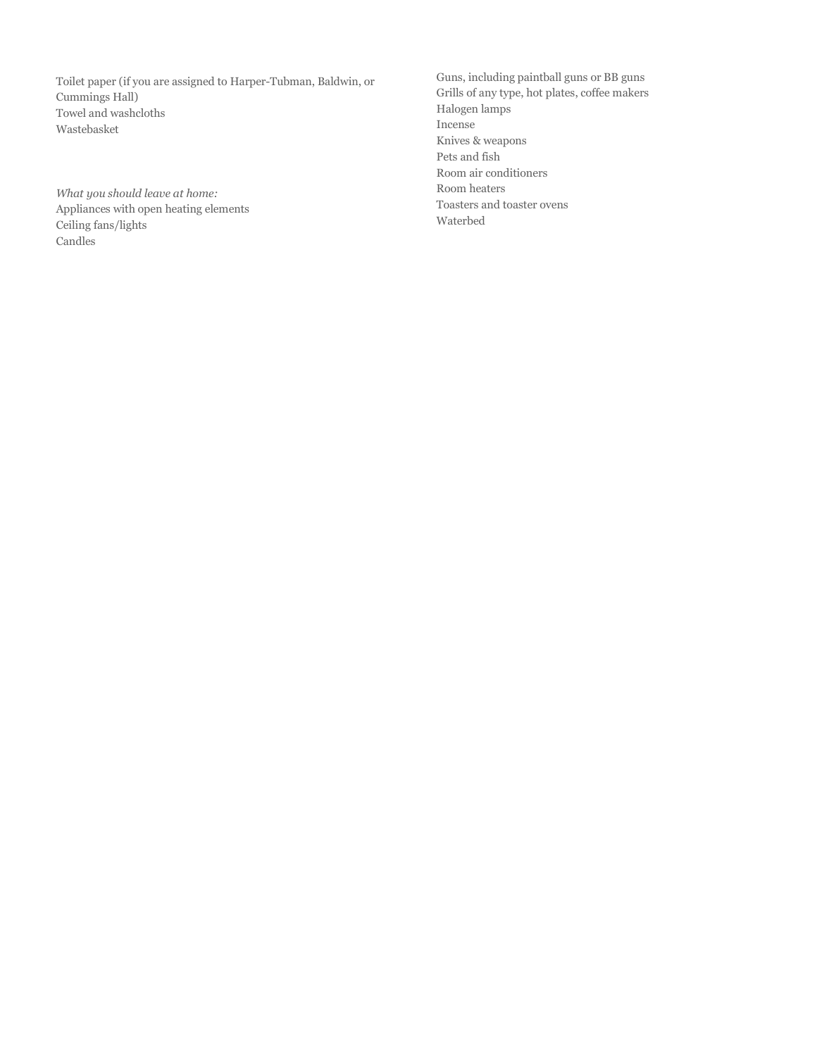Toilet paper (if you are assigned to Harper-Tubman, Baldwin, or Cummings Hall)
Towel and washcloths
Wastebasket

*What you should leave at home:*
Appliances with open heating elements
Ceiling fans/lights
Candles
Guns, including paintball guns or BB guns
Grills of any type, hot plates, coffee makers
Halogen lamps
Incense
Knives & weapons
Pets and fish
Room air conditioners
Room heaters
Toasters and toaster ovens
Waterbed